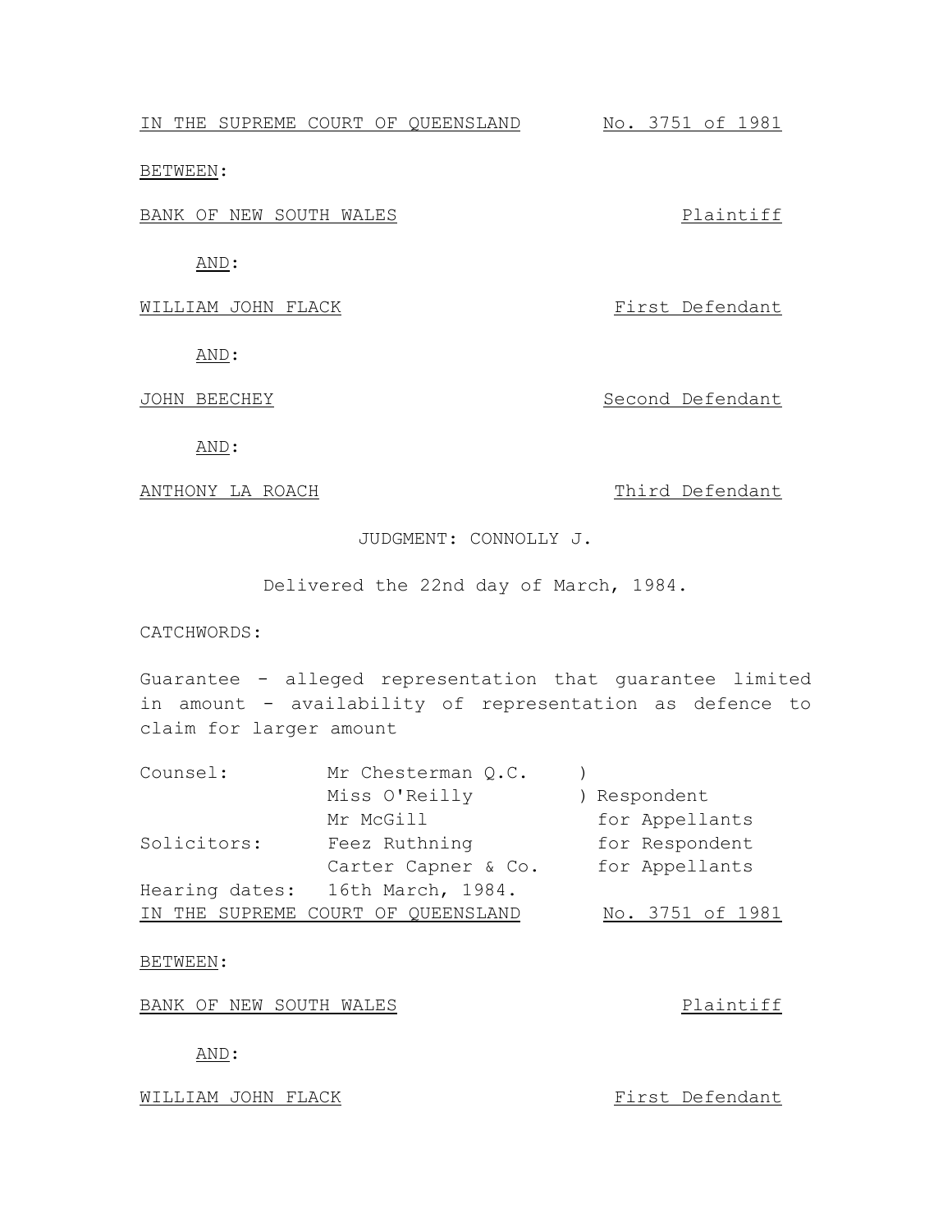IN THE SUPREME COURT OF QUEENSLAND    No. 3751 of 1981

BETWEEN:

BANK OF NEW SOUTH WALES    Plaintiff

AND:

WILLIAM JOHN FLACK    First Defendant

AND:

JOHN BEECHEY    Second Defendant

AND:

ANTHONY LA ROACH    Third Defendant

JUDGMENT: CONNOLLY J.

Delivered the 22nd day of March, 1984.

CATCHWORDS:

Guarantee - alleged representation that guarantee limited in amount - availability of representation as defence to claim for larger amount

| | | |
|---|---|---|
| Counsel: | Mr Chesterman Q.C. | ) |
| | Miss O'Reilly | ) Respondent |
| | Mr McGill | for Appellants |
| Solicitors: | Feez Ruthning | for Respondent |
| | Carter Capner & Co. | for Appellants |
| Hearing dates: | 16th March, 1984. | |

IN THE SUPREME COURT OF QUEENSLAND    No. 3751 of 1981

BETWEEN:

BANK OF NEW SOUTH WALES    Plaintiff

AND:

WILLIAM JOHN FLACK    First Defendant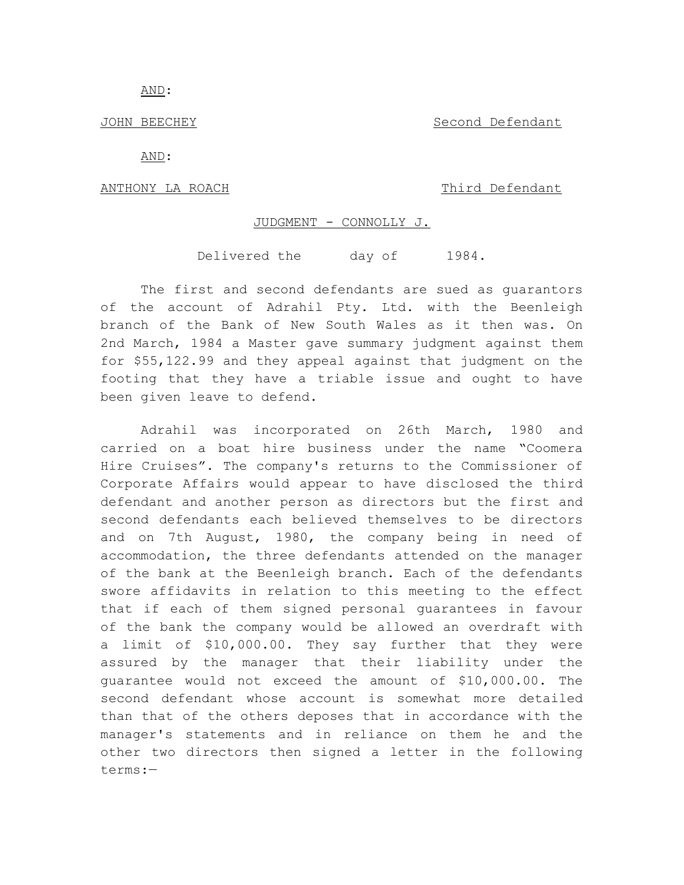AND:

JOHN BEECHEY Second Defendant

AND:

ANTHONY LA ROACH Third Defendant

JUDGMENT - CONNOLLY J.

Delivered the day of 1984.

The first and second defendants are sued as guarantors of the account of Adrahil Pty. Ltd. with the Beenleigh branch of the Bank of New South Wales as it then was. On 2nd March, 1984 a Master gave summary judgment against them for $55,122.99 and they appeal against that judgment on the footing that they have a triable issue and ought to have been given leave to defend.

Adrahil was incorporated on 26th March, 1980 and carried on a boat hire business under the name "Coomera Hire Cruises". The company's returns to the Commissioner of Corporate Affairs would appear to have disclosed the third defendant and another person as directors but the first and second defendants each believed themselves to be directors and on 7th August, 1980, the company being in need of accommodation, the three defendants attended on the manager of the bank at the Beenleigh branch. Each of the defendants swore affidavits in relation to this meeting to the effect that if each of them signed personal guarantees in favour of the bank the company would be allowed an overdraft with a limit of $10,000.00. They say further that they were assured by the manager that their liability under the guarantee would not exceed the amount of $10,000.00. The second defendant whose account is somewhat more detailed than that of the others deposes that in accordance with the manager's statements and in reliance on them he and the other two directors then signed a letter in the following terms:—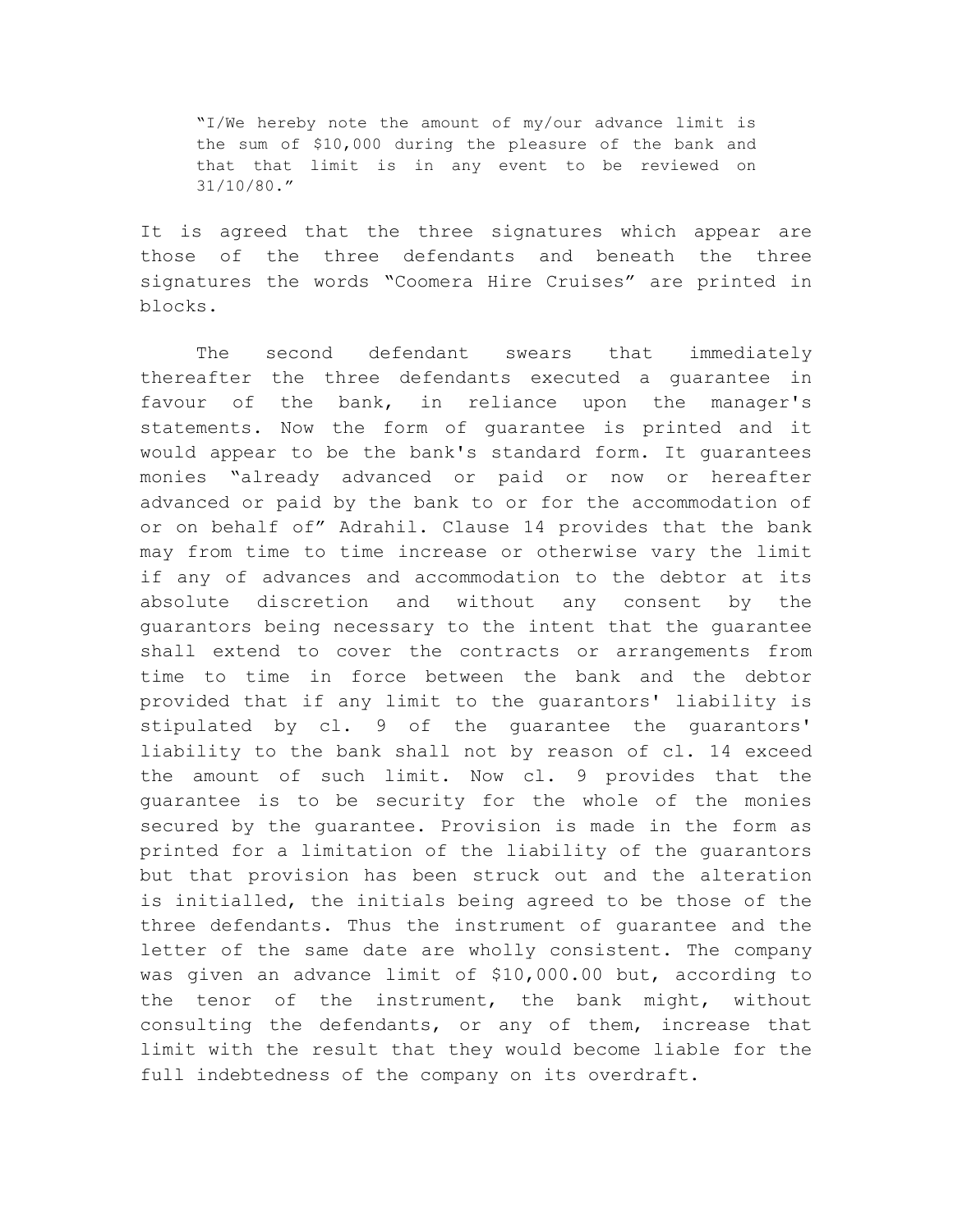> "I/We hereby note the amount of my/our advance limit is the sum of $10,000 during the pleasure of the bank and that that limit is in any event to be reviewed on 31/10/80."

It is agreed that the three signatures which appear are those of the three defendants and beneath the three signatures the words "Coomera Hire Cruises" are printed in blocks.

The second defendant swears that immediately thereafter the three defendants executed a guarantee in favour of the bank, in reliance upon the manager's statements. Now the form of guarantee is printed and it would appear to be the bank's standard form. It guarantees monies "already advanced or paid or now or hereafter advanced or paid by the bank to or for the accommodation of or on behalf of" Adrahil. Clause 14 provides that the bank may from time to time increase or otherwise vary the limit if any of advances and accommodation to the debtor at its absolute discretion and without any consent by the guarantors being necessary to the intent that the guarantee shall extend to cover the contracts or arrangements from time to time in force between the bank and the debtor provided that if any limit to the guarantors' liability is stipulated by cl. 9 of the guarantee the guarantors' liability to the bank shall not by reason of cl. 14 exceed the amount of such limit. Now cl. 9 provides that the guarantee is to be security for the whole of the monies secured by the guarantee. Provision is made in the form as printed for a limitation of the liability of the guarantors but that provision has been struck out and the alteration is initialled, the initials being agreed to be those of the three defendants. Thus the instrument of guarantee and the letter of the same date are wholly consistent. The company was given an advance limit of $10,000.00 but, according to the tenor of the instrument, the bank might, without consulting the defendants, or any of them, increase that limit with the result that they would become liable for the full indebtedness of the company on its overdraft.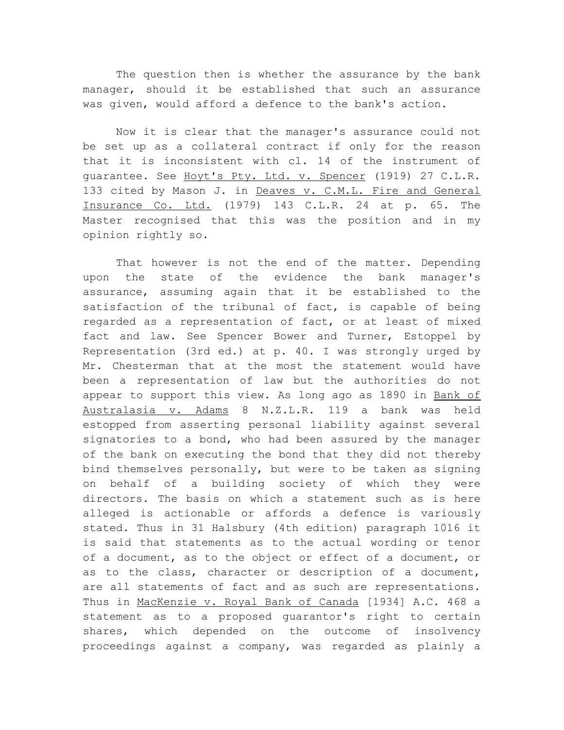The question then is whether the assurance by the bank manager, should it be established that such an assurance was given, would afford a defence to the bank's action.

Now it is clear that the manager's assurance could not be set up as a collateral contract if only for the reason that it is inconsistent with cl. 14 of the instrument of guarantee. See Hoyt's Pty. Ltd. v. Spencer (1919) 27 C.L.R. 133 cited by Mason J. in Deaves v. C.M.L. Fire and General Insurance Co. Ltd. (1979) 143 C.L.R. 24 at p. 65. The Master recognised that this was the position and in my opinion rightly so.

That however is not the end of the matter. Depending upon the state of the evidence the bank manager's assurance, assuming again that it be established to the satisfaction of the tribunal of fact, is capable of being regarded as a representation of fact, or at least of mixed fact and law. See Spencer Bower and Turner, Estoppel by Representation (3rd ed.) at p. 40. I was strongly urged by Mr. Chesterman that at the most the statement would have been a representation of law but the authorities do not appear to support this view. As long ago as 1890 in Bank of Australasia v. Adams 8 N.Z.L.R. 119 a bank was held estopped from asserting personal liability against several signatories to a bond, who had been assured by the manager of the bank on executing the bond that they did not thereby bind themselves personally, but were to be taken as signing on behalf of a building society of which they were directors. The basis on which a statement such as is here alleged is actionable or affords a defence is variously stated. Thus in 31 Halsbury (4th edition) paragraph 1016 it is said that statements as to the actual wording or tenor of a document, as to the object or effect of a document, or as to the class, character or description of a document, are all statements of fact and as such are representations. Thus in MacKenzie v. Royal Bank of Canada [1934] A.C. 468 a statement as to a proposed guarantor's right to certain shares, which depended on the outcome of insolvency proceedings against a company, was regarded as plainly a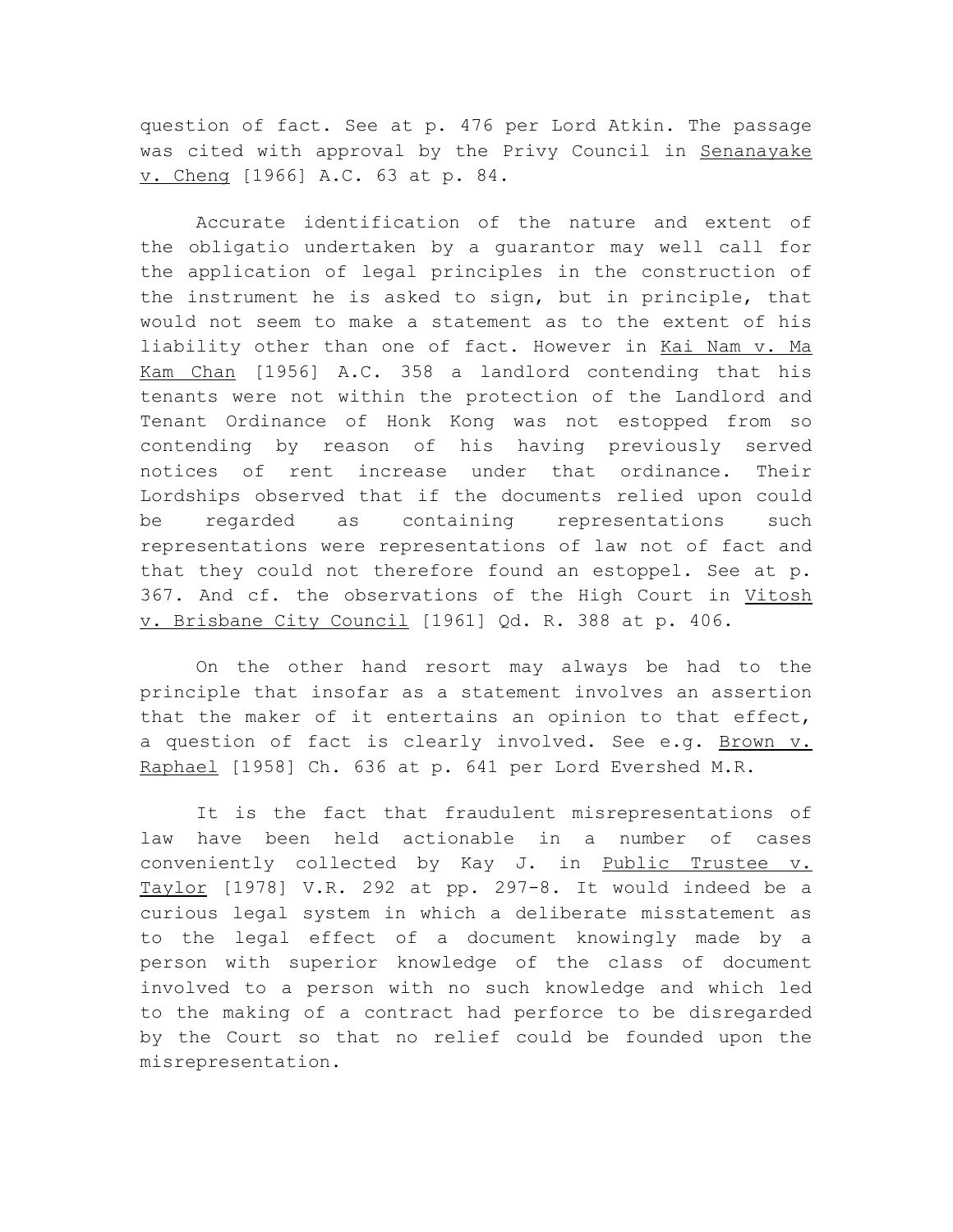question of fact. See at p. 476 per Lord Atkin. The passage was cited with approval by the Privy Council in Senanayake v. Cheng [1966] A.C. 63 at p. 84.

Accurate identification of the nature and extent of the obligatio undertaken by a guarantor may well call for the application of legal principles in the construction of the instrument he is asked to sign, but in principle, that would not seem to make a statement as to the extent of his liability other than one of fact. However in Kai Nam v. Ma Kam Chan [1956] A.C. 358 a landlord contending that his tenants were not within the protection of the Landlord and Tenant Ordinance of Honk Kong was not estopped from so contending by reason of his having previously served notices of rent increase under that ordinance. Their Lordships observed that if the documents relied upon could be regarded as containing representations such representations were representations of law not of fact and that they could not therefore found an estoppel. See at p. 367. And cf. the observations of the High Court in Vitosh v. Brisbane City Council [1961] Qd. R. 388 at p. 406.

On the other hand resort may always be had to the principle that insofar as a statement involves an assertion that the maker of it entertains an opinion to that effect, a question of fact is clearly involved. See e.g. Brown v. Raphael [1958] Ch. 636 at p. 641 per Lord Evershed M.R.

It is the fact that fraudulent misrepresentations of law have been held actionable in a number of cases conveniently collected by Kay J. in Public Trustee v. Taylor [1978] V.R. 292 at pp. 297-8. It would indeed be a curious legal system in which a deliberate misstatement as to the legal effect of a document knowingly made by a person with superior knowledge of the class of document involved to a person with no such knowledge and which led to the making of a contract had perforce to be disregarded by the Court so that no relief could be founded upon the misrepresentation.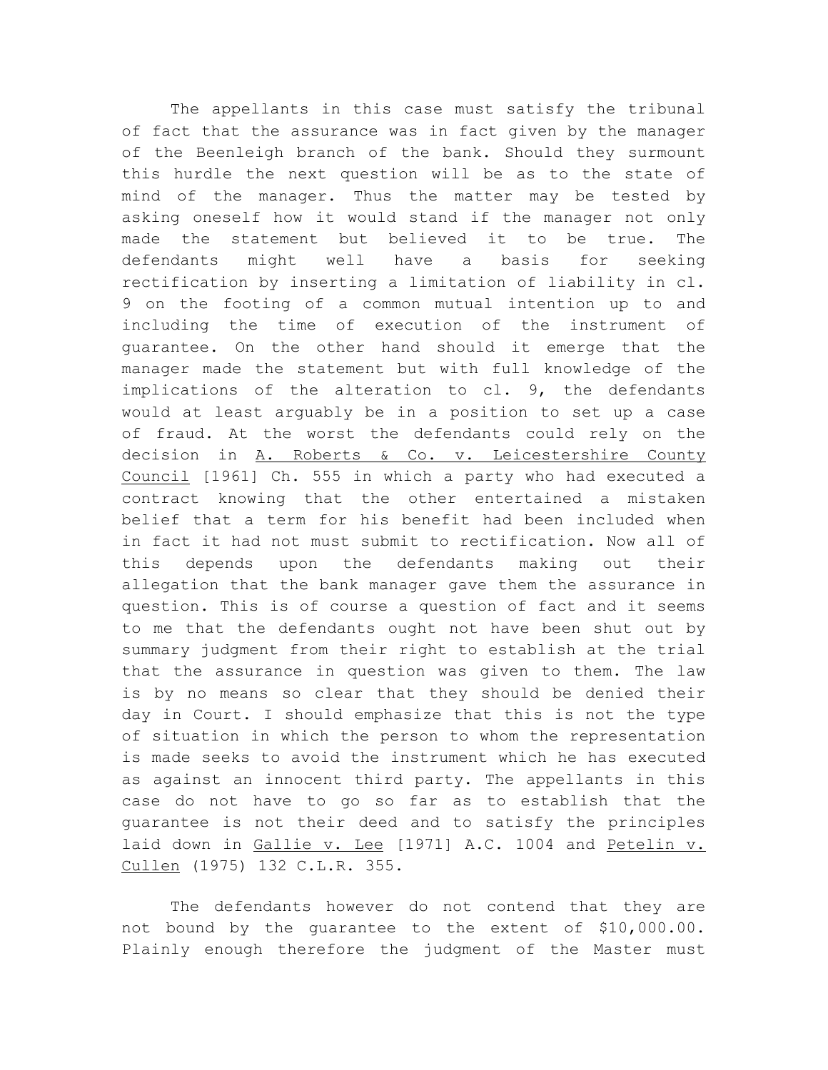The appellants in this case must satisfy the tribunal of fact that the assurance was in fact given by the manager of the Beenleigh branch of the bank. Should they surmount this hurdle the next question will be as to the state of mind of the manager. Thus the matter may be tested by asking oneself how it would stand if the manager not only made the statement but believed it to be true. The defendants might well have a basis for seeking rectification by inserting a limitation of liability in cl. 9 on the footing of a common mutual intention up to and including the time of execution of the instrument of guarantee. On the other hand should it emerge that the manager made the statement but with full knowledge of the implications of the alteration to cl. 9, the defendants would at least arguably be in a position to set up a case of fraud. At the worst the defendants could rely on the decision in <u>A. Roberts & Co. v. Leicestershire County Council</u> [1961] Ch. 555 in which a party who had executed a contract knowing that the other entertained a mistaken belief that a term for his benefit had been included when in fact it had not must submit to rectification. Now all of this depends upon the defendants making out their allegation that the bank manager gave them the assurance in question. This is of course a question of fact and it seems to me that the defendants ought not have been shut out by summary judgment from their right to establish at the trial that the assurance in question was given to them. The law is by no means so clear that they should be denied their day in Court. I should emphasize that this is not the type of situation in which the person to whom the representation is made seeks to avoid the instrument which he has executed as against an innocent third party. The appellants in this case do not have to go so far as to establish that the guarantee is not their deed and to satisfy the principles laid down in <u>Gallie v. Lee</u> [1971] A.C. 1004 and <u>Petelin v. Cullen</u> (1975) 132 C.L.R. 355.

The defendants however do not contend that they are not bound by the guarantee to the extent of $10,000.00. Plainly enough therefore the judgment of the Master must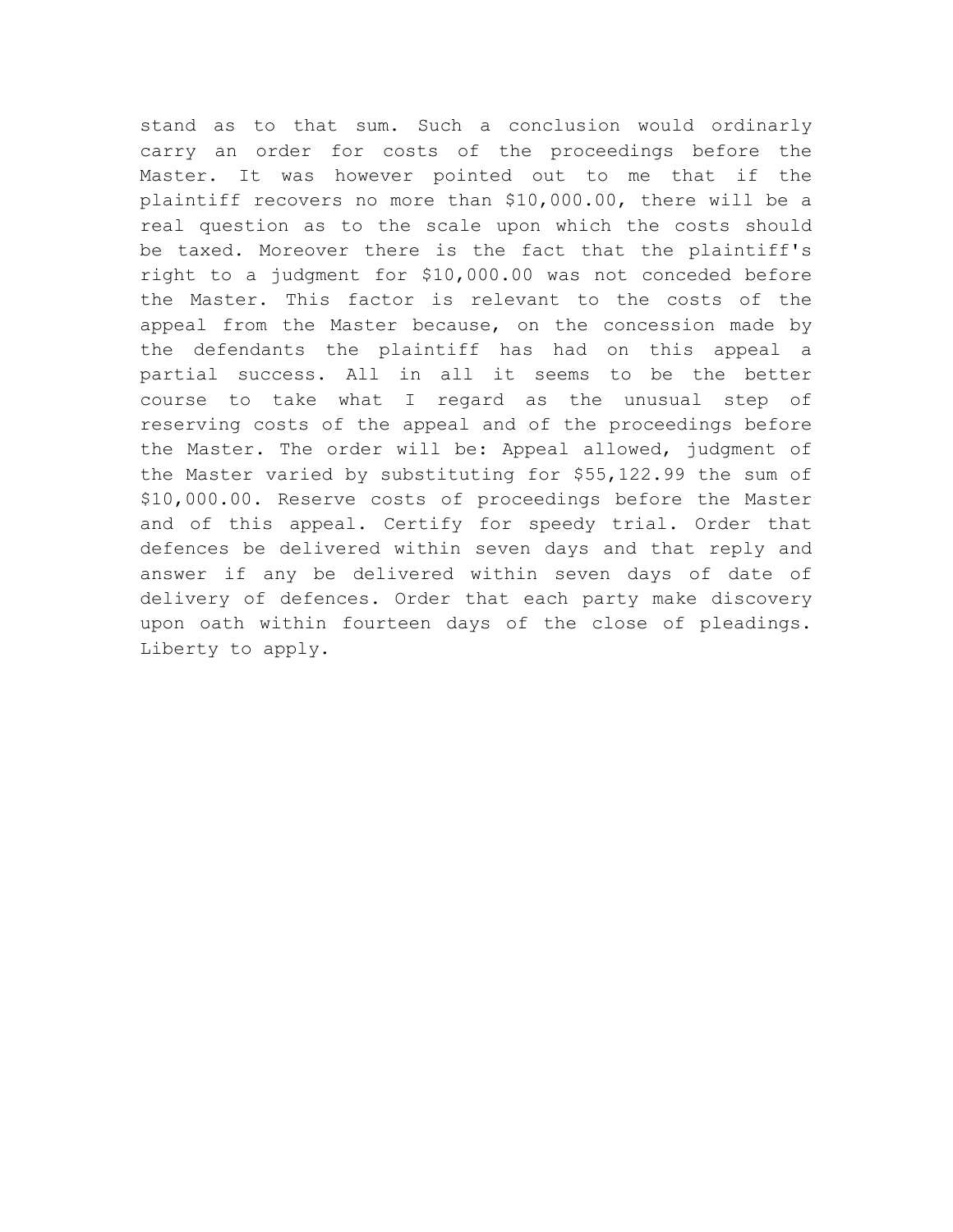stand as to that sum. Such a conclusion would ordinarily carry an order for costs of the proceedings before the Master. It was however pointed out to me that if the plaintiff recovers no more than $10,000.00, there will be a real question as to the scale upon which the costs should be taxed. Moreover there is the fact that the plaintiff's right to a judgment for $10,000.00 was not conceded before the Master. This factor is relevant to the costs of the appeal from the Master because, on the concession made by the defendants the plaintiff has had on this appeal a partial success. All in all it seems to be the better course to take what I regard as the unusual step of reserving costs of the appeal and of the proceedings before the Master. The order will be: Appeal allowed, judgment of the Master varied by substituting for $55,122.99 the sum of $10,000.00. Reserve costs of proceedings before the Master and of this appeal. Certify for speedy trial. Order that defences be delivered within seven days and that reply and answer if any be delivered within seven days of date of delivery of defences. Order that each party make discovery upon oath within fourteen days of the close of pleadings. Liberty to apply.